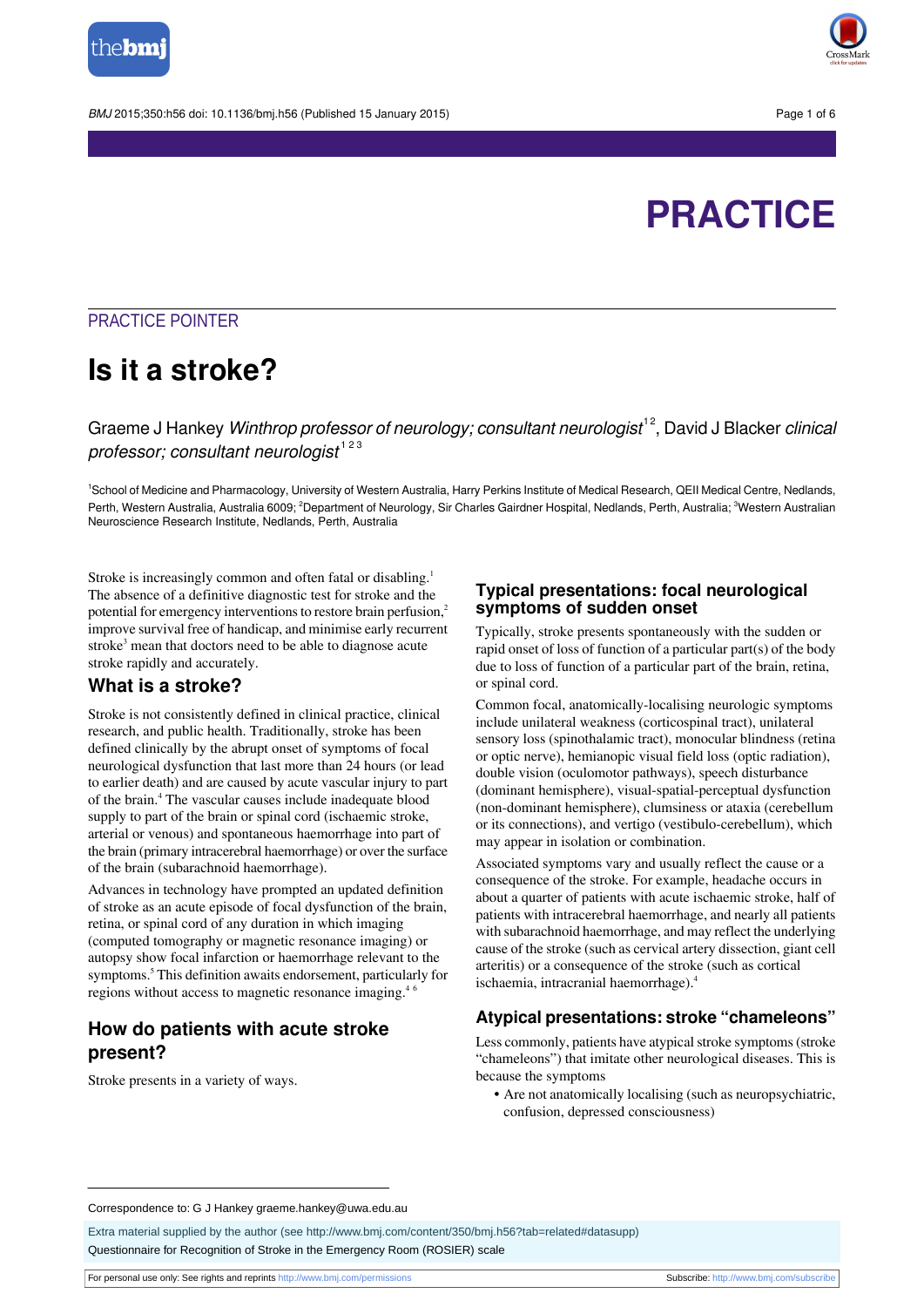PRACTICE

PRACTICE POINTER

# Is it a stroke?

Graeme J Hankey *Winthrop professor of neurology; consultant neurologist*[1,2], David J Blacker *clinical professor; consultant neurologist*[1,2,3]

[1]School of Medicine and Pharmacology, University of Western Australia, Harry Perkins Institute of Medical Research, QEII Medical Centre, Nedlands, Perth, Western Australia, Australia 6009; [2]Department of Neurology, Sir Charles Gairdner Hospital, Nedlands, Perth, Australia; [3]Western Australian Neuroscience Research Institute, Nedlands, Perth, Australia

Stroke is increasingly common and often fatal or disabling.[1] The absence of a definitive diagnostic test for stroke and the potential for emergency interventions to restore brain perfusion,[2] improve survival free of handicap, and minimise early recurrent stroke[3] mean that doctors need to be able to diagnose acute stroke rapidly and accurately.

## What is a stroke?

Stroke is not consistently defined in clinical practice, clinical research, and public health. Traditionally, stroke has been defined clinically by the abrupt onset of symptoms of focal neurological dysfunction that last more than 24 hours (or lead to earlier death) and are caused by acute vascular injury to part of the brain.[4] The vascular causes include inadequate blood supply to part of the brain or spinal cord (ischaemic stroke, arterial or venous) and spontaneous haemorrhage into part of the brain (primary intracerebral haemorrhage) or over the surface of the brain (subarachnoid haemorrhage).

Advances in technology have prompted an updated definition of stroke as an acute episode of focal dysfunction of the brain, retina, or spinal cord of any duration in which imaging (computed tomography or magnetic resonance imaging) or autopsy show focal infarction or haemorrhage relevant to the symptoms.[5] This definition awaits endorsement, particularly for regions without access to magnetic resonance imaging.[4,6]

## How do patients with acute stroke present?

Stroke presents in a variety of ways.

### Typical presentations: focal neurological symptoms of sudden onset

Typically, stroke presents spontaneously with the sudden or rapid onset of loss of function of a particular part(s) of the body due to loss of function of a particular part of the brain, retina, or spinal cord.

Common focal, anatomically-localising neurologic symptoms include unilateral weakness (corticospinal tract), unilateral sensory loss (spinothalamic tract), monocular blindness (retina or optic nerve), hemianopic visual field loss (optic radiation), double vision (oculomotor pathways), speech disturbance (dominant hemisphere), visual-spatial-perceptual dysfunction (non-dominant hemisphere), clumsiness or ataxia (cerebellum or its connections), and vertigo (vestibulo-cerebellum), which may appear in isolation or combination.

Associated symptoms vary and usually reflect the cause or a consequence of the stroke. For example, headache occurs in about a quarter of patients with acute ischaemic stroke, half of patients with intracerebral haemorrhage, and nearly all patients with subarachnoid haemorrhage, and may reflect the underlying cause of the stroke (such as cervical artery dissection, giant cell arteritis) or a consequence of the stroke (such as cortical ischaemia, intracranial haemorrhage).[4]

### Atypical presentations: stroke "chameleons"

Less commonly, patients have atypical stroke symptoms (stroke "chameleons") that imitate other neurological diseases. This is because the symptoms

- Are not anatomically localising (such as neuropsychiatric, confusion, depressed consciousness)

Correspondence to: G J Hankey graeme.hankey@uwa.edu.au

Extra material supplied by the author (see http://www.bmj.com/content/350/bmj.h56?tab=related#datasupp)

Questionnaire for Recognition of Stroke in the Emergency Room (ROSIER) scale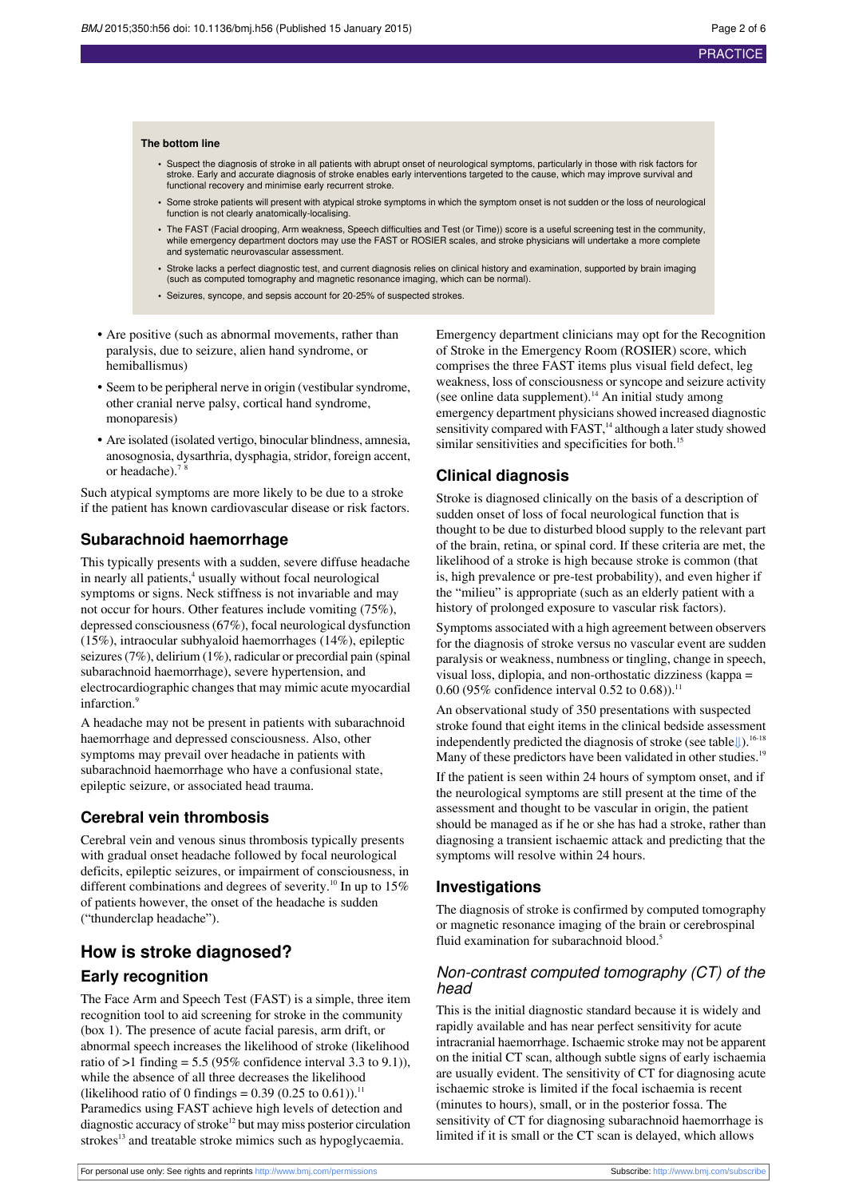**The bottom line**

- Suspect the diagnosis of stroke in all patients with abrupt onset of neurological symptoms, particularly in those with risk factors for stroke. Early and accurate diagnosis of stroke enables early interventions targeted to the cause, which may improve survival and functional recovery and minimise early recurrent stroke.
- Some stroke patients will present with atypical stroke symptoms in which the symptom onset is not sudden or the loss of neurological function is not clearly anatomically-localising.
- The FAST (Facial drooping, Arm weakness, Speech difficulties and Test (or Time)) score is a useful screening test in the community, while emergency department doctors may use the FAST or ROSIER scales, and stroke physicians will undertake a more complete and systematic neurovascular assessment.
- Stroke lacks a perfect diagnostic test, and current diagnosis relies on clinical history and examination, supported by brain imaging (such as computed tomography and magnetic resonance imaging, which can be normal).
- Seizures, syncope, and sepsis account for 20-25% of suspected strokes.

- Are positive (such as abnormal movements, rather than paralysis, due to seizure, alien hand syndrome, or hemiballismus)
- Seem to be peripheral nerve in origin (vestibular syndrome, other cranial nerve palsy, cortical hand syndrome, monoparesis)
- Are isolated (isolated vertigo, binocular blindness, amnesia, anosognosia, dysarthria, dysphagia, stridor, foreign accent, or headache).[7 8]

Such atypical symptoms are more likely to be due to a stroke if the patient has known cardiovascular disease or risk factors.

## Subarachnoid haemorrhage

This typically presents with a sudden, severe diffuse headache in nearly all patients,[4] usually without focal neurological symptoms or signs. Neck stiffness is not invariable and may not occur for hours. Other features include vomiting (75%), depressed consciousness (67%), focal neurological dysfunction (15%), intraocular subhyaloid haemorrhages (14%), epileptic seizures (7%), delirium (1%), radicular or precordial pain (spinal subarachnoid haemorrhage), severe hypertension, and electrocardiographic changes that may mimic acute myocardial infarction.[9]

A headache may not be present in patients with subarachnoid haemorrhage and depressed consciousness. Also, other symptoms may prevail over headache in patients with subarachnoid haemorrhage who have a confusional state, epileptic seizure, or associated head trauma.

## Cerebral vein thrombosis

Cerebral vein and venous sinus thrombosis typically presents with gradual onset headache followed by focal neurological deficits, epileptic seizures, or impairment of consciousness, in different combinations and degrees of severity.[10] In up to 15% of patients however, the onset of the headache is sudden ("thunderclap headache").

# How is stroke diagnosed?

## Early recognition

The Face Arm and Speech Test (FAST) is a simple, three item recognition tool to aid screening for stroke in the community (box 1). The presence of acute facial paresis, arm drift, or abnormal speech increases the likelihood of stroke (likelihood ratio of >1 finding = 5.5 (95% confidence interval 3.3 to 9.1)), while the absence of all three decreases the likelihood (likelihood ratio of 0 findings = 0.39 (0.25 to 0.61)).[11] Paramedics using FAST achieve high levels of detection and diagnostic accuracy of stroke[12] but may miss posterior circulation strokes[13] and treatable stroke mimics such as hypoglycaemia.

Emergency department clinicians may opt for the Recognition of Stroke in the Emergency Room (ROSIER) score, which comprises the three FAST items plus visual field defect, leg weakness, loss of consciousness or syncope and seizure activity (see online data supplement).[14] An initial study among emergency department physicians showed increased diagnostic sensitivity compared with FAST,[14] although a later study showed similar sensitivities and specificities for both.[15]

## Clinical diagnosis

Stroke is diagnosed clinically on the basis of a description of sudden onset of loss of focal neurological function that is thought to be due to disturbed blood supply to the relevant part of the brain, retina, or spinal cord. If these criteria are met, the likelihood of a stroke is high because stroke is common (that is, high prevalence or pre-test probability), and even higher if the "milieu" is appropriate (such as an elderly patient with a history of prolonged exposure to vascular risk factors).

Symptoms associated with a high agreement between observers for the diagnosis of stroke versus no vascular event are sudden paralysis or weakness, numbness or tingling, change in speech, visual loss, diplopia, and non-orthostatic dizziness (kappa = 0.60 (95% confidence interval 0.52 to 0.68)).[11]

An observational study of 350 presentations with suspected stroke found that eight items in the clinical bedside assessment independently predicted the diagnosis of stroke (see table).[16-18] Many of these predictors have been validated in other studies.[19]

If the patient is seen within 24 hours of symptom onset, and if the neurological symptoms are still present at the time of the assessment and thought to be vascular in origin, the patient should be managed as if he or she has had a stroke, rather than diagnosing a transient ischaemic attack and predicting that the symptoms will resolve within 24 hours.

## Investigations

The diagnosis of stroke is confirmed by computed tomography or magnetic resonance imaging of the brain or cerebrospinal fluid examination for subarachnoid blood.[5]

### *Non-contrast computed tomography (CT) of the head*

This is the initial diagnostic standard because it is widely and rapidly available and has near perfect sensitivity for acute intracranial haemorrhage. Ischaemic stroke may not be apparent on the initial CT scan, although subtle signs of early ischaemia are usually evident. The sensitivity of CT for diagnosing acute ischaemic stroke is limited if the focal ischaemia is recent (minutes to hours), small, or in the posterior fossa. The sensitivity of CT for diagnosing subarachnoid haemorrhage is limited if it is small or the CT scan is delayed, which allows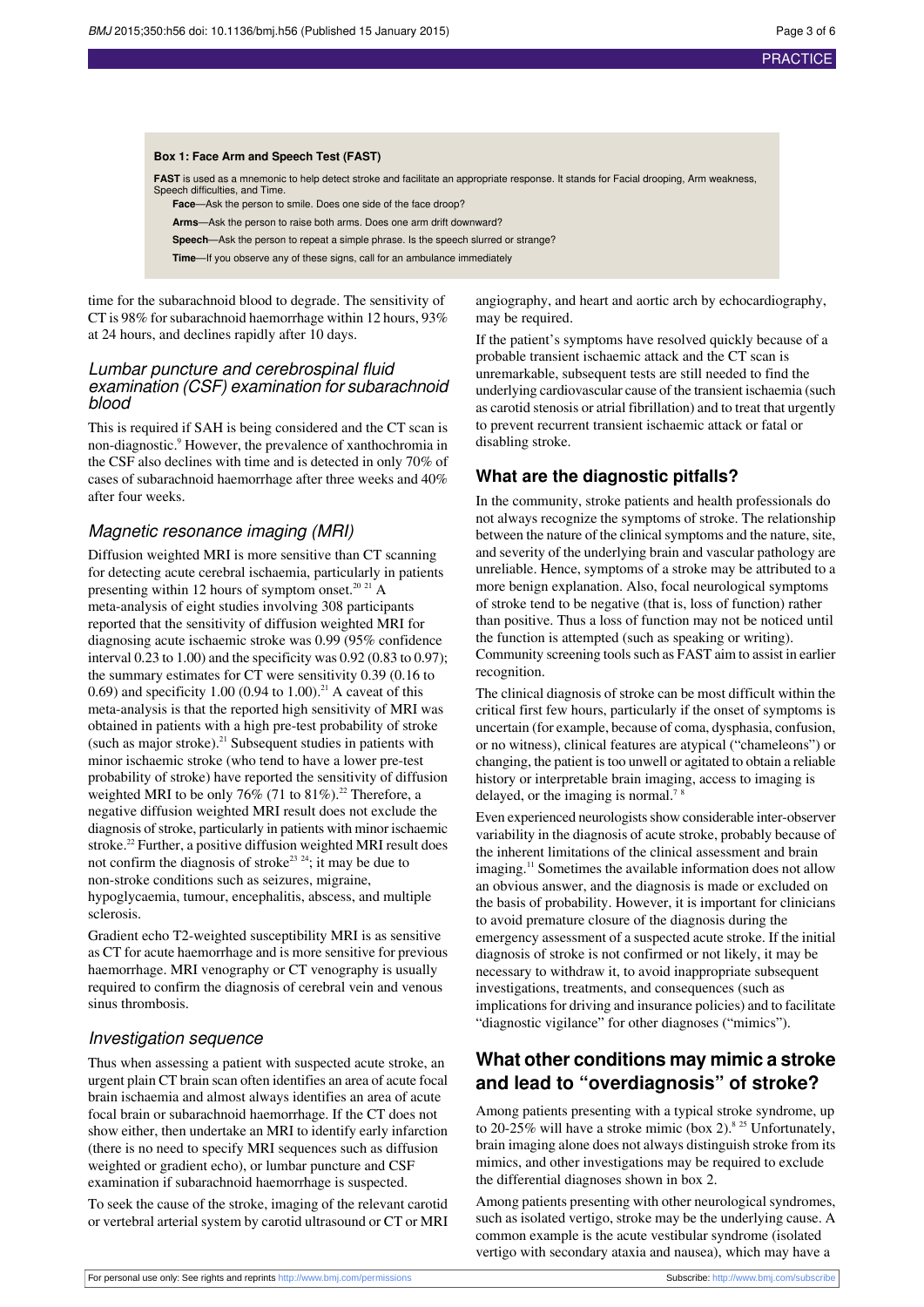**Box 1: Face Arm and Speech Test (FAST)**

**FAST** is used as a mnemonic to help detect stroke and facilitate an appropriate response. It stands for Facial drooping, Arm weakness, Speech difficulties, and Time.

**Face**—Ask the person to smile. Does one side of the face droop?

**Arms**—Ask the person to raise both arms. Does one arm drift downward?

**Speech**—Ask the person to repeat a simple phrase. Is the speech slurred or strange?

**Time**—If you observe any of these signs, call for an ambulance immediately

time for the subarachnoid blood to degrade. The sensitivity of CT is 98% for subarachnoid haemorrhage within 12 hours, 93% at 24 hours, and declines rapidly after 10 days.

### *Lumbar puncture and cerebrospinal fluid examination (CSF) examination for subarachnoid blood*

This is required if SAH is being considered and the CT scan is non-diagnostic.[9] However, the prevalence of xanthochromia in the CSF also declines with time and is detected in only 70% of cases of subarachnoid haemorrhage after three weeks and 40% after four weeks.

### *Magnetic resonance imaging (MRI)*

Diffusion weighted MRI is more sensitive than CT scanning for detecting acute cerebral ischaemia, particularly in patients presenting within 12 hours of symptom onset.[20,21] A meta-analysis of eight studies involving 308 participants reported that the sensitivity of diffusion weighted MRI for diagnosing acute ischaemic stroke was 0.99 (95% confidence interval 0.23 to 1.00) and the specificity was 0.92 (0.83 to 0.97); the summary estimates for CT were sensitivity 0.39 (0.16 to 0.69) and specificity 1.00 (0.94 to 1.00).[21] A caveat of this meta-analysis is that the reported high sensitivity of MRI was obtained in patients with a high pre-test probability of stroke (such as major stroke).[21] Subsequent studies in patients with minor ischaemic stroke (who tend to have a lower pre-test probability of stroke) have reported the sensitivity of diffusion weighted MRI to be only 76% (71 to 81%).[22] Therefore, a negative diffusion weighted MRI result does not exclude the diagnosis of stroke, particularly in patients with minor ischaemic stroke.[22] Further, a positive diffusion weighted MRI result does not confirm the diagnosis of stroke[23,24]; it may be due to non-stroke conditions such as seizures, migraine, hypoglycaemia, tumour, encephalitis, abscess, and multiple sclerosis.

Gradient echo T2-weighted susceptibility MRI is as sensitive as CT for acute haemorrhage and is more sensitive for previous haemorrhage. MRI venography or CT venography is usually required to confirm the diagnosis of cerebral vein and venous sinus thrombosis.

### *Investigation sequence*

Thus when assessing a patient with suspected acute stroke, an urgent plain CT brain scan often identifies an area of acute focal brain ischaemia and almost always identifies an area of acute focal brain or subarachnoid haemorrhage. If the CT does not show either, then undertake an MRI to identify early infarction (there is no need to specify MRI sequences such as diffusion weighted or gradient echo), or lumbar puncture and CSF examination if subarachnoid haemorrhage is suspected.

To seek the cause of the stroke, imaging of the relevant carotid or vertebral arterial system by carotid ultrasound or CT or MRI angiography, and heart and aortic arch by echocardiography, may be required.

If the patient's symptoms have resolved quickly because of a probable transient ischaemic attack and the CT scan is unremarkable, subsequent tests are still needed to find the underlying cardiovascular cause of the transient ischaemia (such as carotid stenosis or atrial fibrillation) and to treat that urgently to prevent recurrent transient ischaemic attack or fatal or disabling stroke.

## What are the diagnostic pitfalls?

In the community, stroke patients and health professionals do not always recognize the symptoms of stroke. The relationship between the nature of the clinical symptoms and the nature, site, and severity of the underlying brain and vascular pathology are unreliable. Hence, symptoms of a stroke may be attributed to a more benign explanation. Also, focal neurological symptoms of stroke tend to be negative (that is, loss of function) rather than positive. Thus a loss of function may not be noticed until the function is attempted (such as speaking or writing). Community screening tools such as FAST aim to assist in earlier recognition.

The clinical diagnosis of stroke can be most difficult within the critical first few hours, particularly if the onset of symptoms is uncertain (for example, because of coma, dysphasia, confusion, or no witness), clinical features are atypical ("chameleons") or changing, the patient is too unwell or agitated to obtain a reliable history or interpretable brain imaging, access to imaging is delayed, or the imaging is normal.[7,8]

Even experienced neurologists show considerable inter-observer variability in the diagnosis of acute stroke, probably because of the inherent limitations of the clinical assessment and brain imaging.[11] Sometimes the available information does not allow an obvious answer, and the diagnosis is made or excluded on the basis of probability. However, it is important for clinicians to avoid premature closure of the diagnosis during the emergency assessment of a suspected acute stroke. If the initial diagnosis of stroke is not confirmed or not likely, it may be necessary to withdraw it, to avoid inappropriate subsequent investigations, treatments, and consequences (such as implications for driving and insurance policies) and to facilitate "diagnostic vigilance" for other diagnoses ("mimics").

## What other conditions may mimic a stroke and lead to "overdiagnosis" of stroke?

Among patients presenting with a typical stroke syndrome, up to 20-25% will have a stroke mimic (box 2).[8,25] Unfortunately, brain imaging alone does not always distinguish stroke from its mimics, and other investigations may be required to exclude the differential diagnoses shown in box 2.

Among patients presenting with other neurological syndromes, such as isolated vertigo, stroke may be the underlying cause. A common example is the acute vestibular syndrome (isolated vertigo with secondary ataxia and nausea), which may have a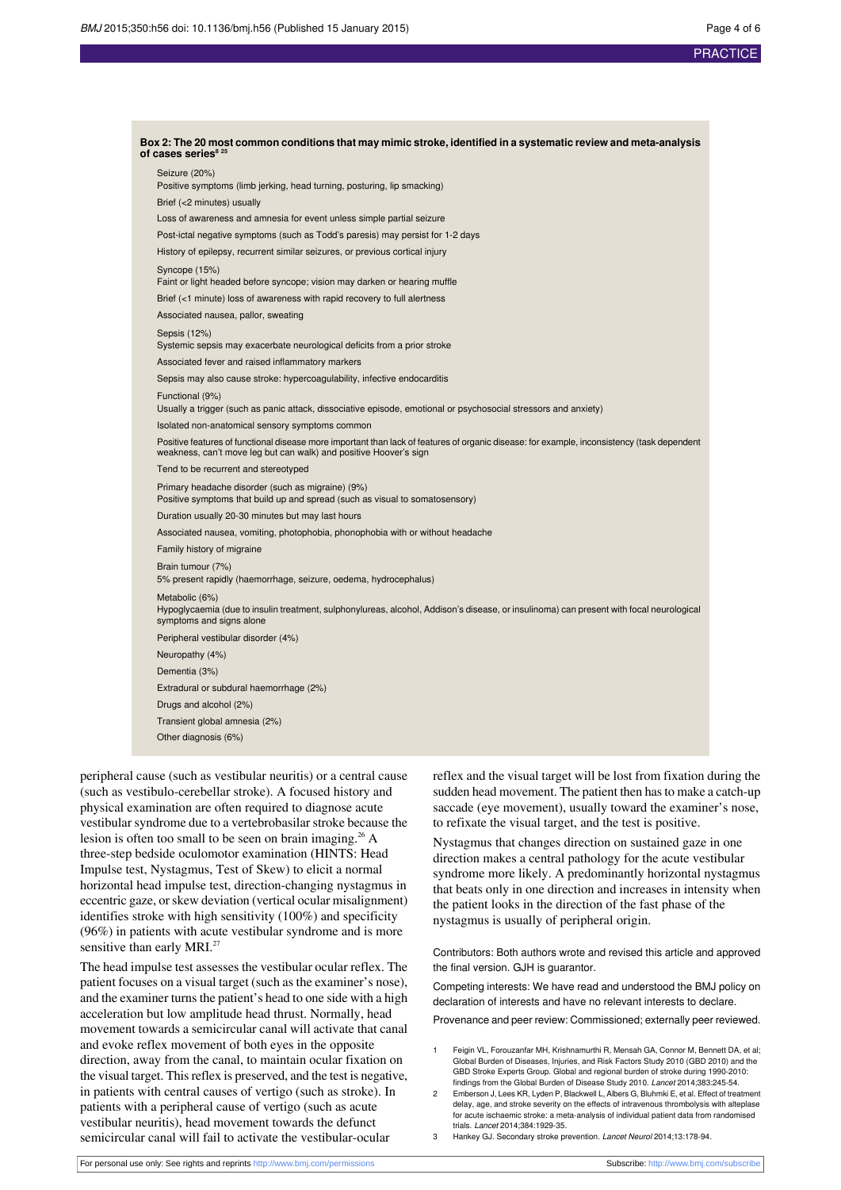**Box 2: The 20 most common conditions that may mimic stroke, identified in a systematic review and meta-analysis of cases series[8 25]**

Seizure (20%)

- Positive symptoms (limb jerking, head turning, posturing, lip smacking)
- Brief (<2 minutes) usually
- Loss of awareness and amnesia for event unless simple partial seizure
- Post-ictal negative symptoms (such as Todd's paresis) may persist for 1-2 days
- History of epilepsy, recurrent similar seizures, or previous cortical injury

Syncope (15%)

- Faint or light headed before syncope; vision may darken or hearing muffle
- Brief (<1 minute) loss of awareness with rapid recovery to full alertness
- Associated nausea, pallor, sweating

Sepsis (12%)

- Systemic sepsis may exacerbate neurological deficits from a prior stroke
- Associated fever and raised inflammatory markers
- Sepsis may also cause stroke: hypercoagulability, infective endocarditis

Functional (9%)

- Usually a trigger (such as panic attack, dissociative episode, emotional or psychosocial stressors and anxiety)
- Isolated non-anatomical sensory symptoms common
- Positive features of functional disease more important than lack of features of organic disease: for example, inconsistency (task dependent weakness, can't move leg but can walk) and positive Hoover's sign
- Tend to be recurrent and stereotyped

Primary headache disorder (such as migraine) (9%)

- Positive symptoms that build up and spread (such as visual to somatosensory)
- Duration usually 20-30 minutes but may last hours
- Associated nausea, vomiting, photophobia, phonophobia with or without headache
- Family history of migraine

Brain tumour (7%)

- 5% present rapidly (haemorrhage, seizure, oedema, hydrocephalus)

Metabolic (6%)

- Hypoglycaemia (due to insulin treatment, sulphonylureas, alcohol, Addison's disease, or insulinoma) can present with focal neurological symptoms and signs alone

Peripheral vestibular disorder (4%)

Neuropathy (4%)

Dementia (3%)

Extradural or subdural haemorrhage (2%)

Drugs and alcohol (2%)

Transient global amnesia (2%)

Other diagnosis (6%)

peripheral cause (such as vestibular neuritis) or a central cause (such as vestibulo-cerebellar stroke). A focused history and physical examination are often required to diagnose acute vestibular syndrome due to a vertebrobasilar stroke because the lesion is often too small to be seen on brain imaging.[26] A three-step bedside oculomotor examination (HINTS: Head Impulse test, Nystagmus, Test of Skew) to elicit a normal horizontal head impulse test, direction-changing nystagmus in eccentric gaze, or skew deviation (vertical ocular misalignment) identifies stroke with high sensitivity (100%) and specificity (96%) in patients with acute vestibular syndrome and is more sensitive than early MRI.[27]

The head impulse test assesses the vestibular ocular reflex. The patient focuses on a visual target (such as the examiner's nose), and the examiner turns the patient's head to one side with a high acceleration but low amplitude head thrust. Normally, head movement towards a semicircular canal will activate that canal and evoke reflex movement of both eyes in the opposite direction, away from the canal, to maintain ocular fixation on the visual target. This reflex is preserved, and the test is negative, in patients with central causes of vertigo (such as stroke). In patients with a peripheral cause of vertigo (such as acute vestibular neuritis), head movement towards the defunct semicircular canal will fail to activate the vestibular-ocular reflex and the visual target will be lost from fixation during the sudden head movement. The patient then has to make a catch-up saccade (eye movement), usually toward the examiner's nose, to refixate the visual target, and the test is positive.

Nystagmus that changes direction on sustained gaze in one direction makes a central pathology for the acute vestibular syndrome more likely. A predominantly horizontal nystagmus that beats only in one direction and increases in intensity when the patient looks in the direction of the fast phase of the nystagmus is usually of peripheral origin.

Contributors: Both authors wrote and revised this article and approved the final version. GJH is guarantor.

Competing interests: We have read and understood the BMJ policy on declaration of interests and have no relevant interests to declare.

Provenance and peer review: Commissioned; externally peer reviewed.

1. Feigin VL, Forouzanfar MH, Krishnamurthi R, Mensah GA, Connor M, Bennett DA, et al; Global Burden of Diseases, Injuries, and Risk Factors Study 2010 (GBD 2010) and the GBD Stroke Experts Group. Global and regional burden of stroke during 1990-2010: findings from the Global Burden of Disease Study 2010. *Lancet* 2014;383:245-54.
2. Emberson J, Lees KR, Lyden P, Blackwell L, Albers G, Bluhmki E, et al. Effect of treatment delay, age, and stroke severity on the effects of intravenous thrombolysis with alteplase for acute ischaemic stroke: a meta-analysis of individual patient data from randomised trials. *Lancet* 2014;384:1929-35.
3. Hankey GJ. Secondary stroke prevention. *Lancet Neurol* 2014;13:178-94.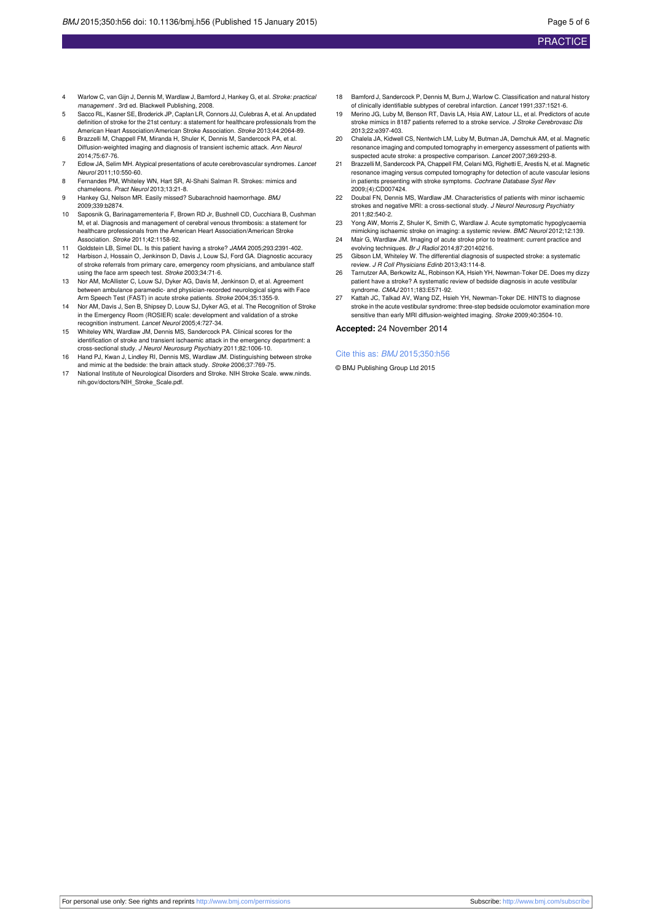4 Warlow C, van Gijn J, Dennis M, Wardlaw J, Bamford J, Hankey G, et al. *Stroke: practical management* . 3rd ed. Blackwell Publishing, 2008.
5 Sacco RL, Kasner SE, Broderick JP, Caplan LR, Connors JJ, Culebras A, et al. An updated definition of stroke for the 21st century: a statement for healthcare professionals from the American Heart Association/American Stroke Association. *Stroke* 2013;44:2064-89.
6 Brazzelli M, Chappell FM, Miranda H, Shuler K, Dennis M, Sandercock PA, et al. Diffusion-weighted imaging and diagnosis of transient ischemic attack. *Ann Neurol* 2014;75:67-76.
7 Edlow JA, Selim MH. Atypical presentations of acute cerebrovascular syndromes. *Lancet Neurol* 2011;10:550-60.
8 Fernandes PM, Whiteley WN, Hart SR, Al-Shahi Salman R. Strokes: mimics and chameleons. *Pract Neurol* 2013;13:21-8.
9 Hankey GJ, Nelson MR. Easily missed? Subarachnoid haemorrhage. *BMJ* 2009;339:b2874.
10 Saposnik G, Barinagarrementeria F, Brown RD Jr, Bushnell CD, Cucchiara B, Cushman M, et al. Diagnosis and management of cerebral venous thrombosis: a statement for healthcare professionals from the American Heart Association/American Stroke Association. *Stroke* 2011;42:1158-92.
11 Goldstein LB, Simel DL. Is this patient having a stroke? *JAMA* 2005;293:2391-402.
12 Harbison J, Hossain O, Jenkinson D, Davis J, Louw SJ, Ford GA. Diagnostic accuracy of stroke referrals from primary care, emergency room physicians, and ambulance staff using the face arm speech test. *Stroke* 2003;34:71-6.
13 Nor AM, McAllister C, Louw SJ, Dyker AG, Davis M, Jenkinson D, et al. Agreement between ambulance paramedic- and physician-recorded neurological signs with Face Arm Speech Test (FAST) in acute stroke patients. *Stroke* 2004;35:1355-9.
14 Nor AM, Davis J, Sen B, Shipsey D, Louw SJ, Dyker AG, et al. The Recognition of Stroke in the Emergency Room (ROSIER) scale: development and validation of a stroke recognition instrument. *Lancet Neurol* 2005;4:727-34.
15 Whiteley WN, Wardlaw JM, Dennis MS, Sandercock PA. Clinical scores for the identification of stroke and transient ischaemic attack in the emergency department: a cross-sectional study. *J Neurol Neurosurg Psychiatry* 2011;82:1006-10.
16 Hand PJ, Kwan J, Lindley RI, Dennis MS, Wardlaw JM. Distinguishing between stroke and mimic at the bedside: the brain attack study. *Stroke* 2006;37:769-75.
17 National Institute of Neurological Disorders and Stroke. NIH Stroke Scale. www.ninds.nih.gov/doctors/NIH_Stroke_Scale.pdf.
18 Bamford J, Sandercock P, Dennis M, Burn J, Warlow C. Classification and natural history of clinically identifiable subtypes of cerebral infarction. *Lancet* 1991;337:1521-6.
19 Merino JG, Luby M, Benson RT, Davis LA, Hsia AW, Latour LL, et al. Predictors of acute stroke mimics in 8187 patients referred to a stroke service. *J Stroke Cerebrovasc Dis* 2013;22:e397-403.
20 Chalela JA, Kidwell CS, Nentwich LM, Luby M, Butman JA, Demchuk AM, et al. Magnetic resonance imaging and computed tomography in emergency assessment of patients with suspected acute stroke: a prospective comparison. *Lancet* 2007;369:293-8.
21 Brazzelli M, Sandercock PA, Chappell FM, Celani MG, Righetti E, Arestis N, et al. Magnetic resonance imaging versus computed tomography for detection of acute vascular lesions in patients presenting with stroke symptoms. *Cochrane Database Syst Rev* 2009;(4):CD007424.
22 Doubal FN, Dennis MS, Wardlaw JM. Characteristics of patients with minor ischaemic strokes and negative MRI: a cross-sectional study. *J Neurol Neurosurg Psychiatry* 2011;82:540-2.
23 Yong AW, Morris Z, Shuler K, Smith C, Wardlaw J. Acute symptomatic hypoglycaemia mimicking ischaemic stroke on imaging: a systemic review. *BMC Neurol* 2012;12:139.
24 Mair G, Wardlaw JM. Imaging of acute stroke prior to treatment: current practice and evolving techniques. *Br J Radiol* 2014;87:20140216.
25 Gibson LM, Whiteley W. The differential diagnosis of suspected stroke: a systematic review. *J R Coll Physicians Edinb* 2013;43:114-8.
26 Tarnutzer AA, Berkowitz AL, Robinson KA, Hsieh YH, Newman-Toker DE. Does my dizzy patient have a stroke? A systematic review of bedside diagnosis in acute vestibular syndrome. *CMAJ* 2011;183:E571-92.
27 Kattah JC, Talkad AV, Wang DZ, Hsieh YH, Newman-Toker DE. HINTS to diagnose stroke in the acute vestibular syndrome: three-step bedside oculomotor examination more sensitive than early MRI diffusion-weighted imaging. *Stroke* 2009;40:3504-10.

**Accepted:** 24 November 2014

Cite this as: *BMJ* 2015;350:h56

© BMJ Publishing Group Ltd 2015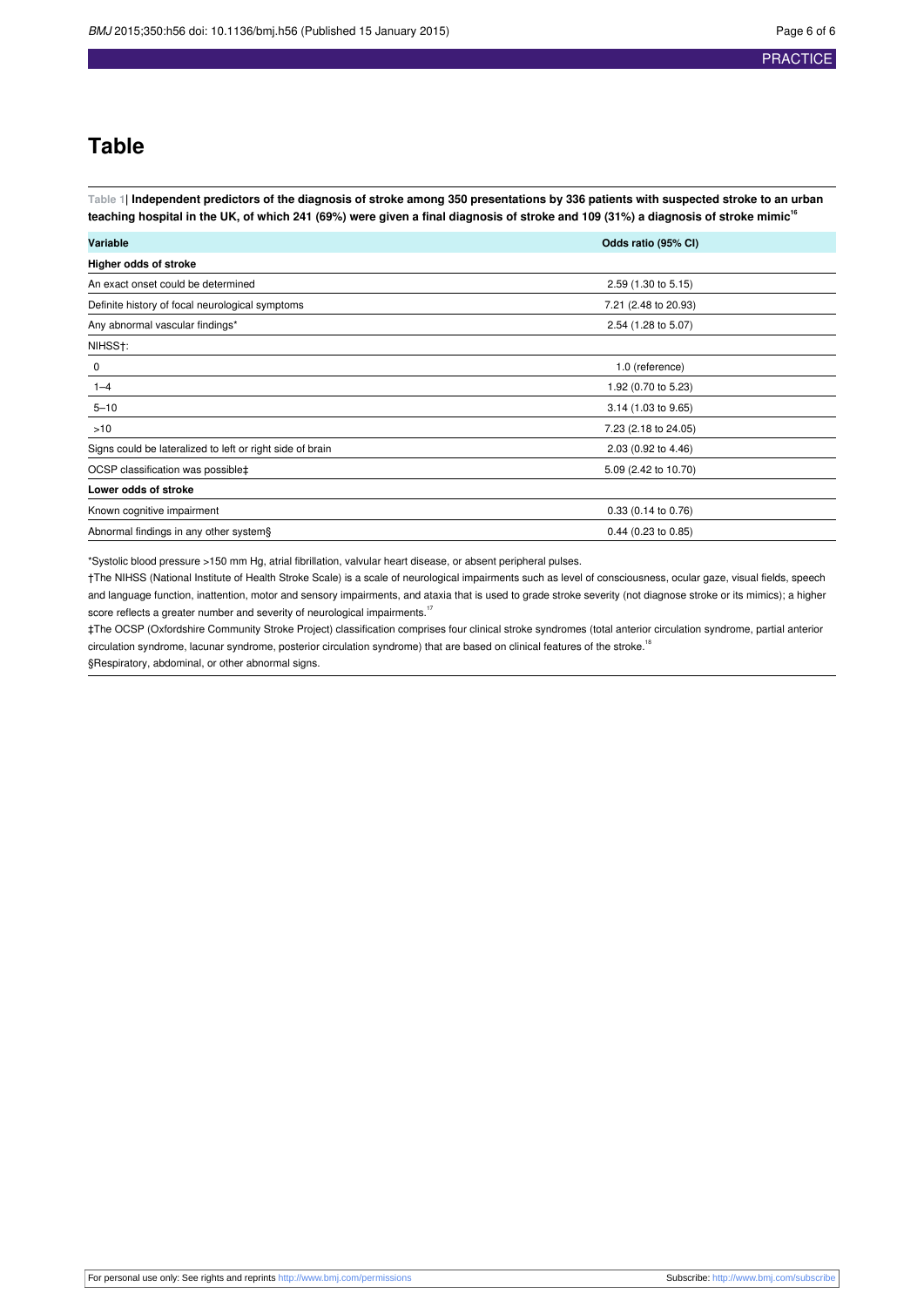# Table

**Table 1| Independent predictors of the diagnosis of stroke among 350 presentations by 336 patients with suspected stroke to an urban teaching hospital in the UK, of which 241 (69%) were given a final diagnosis of stroke and 109 (31%) a diagnosis of stroke mimic[16]**

| Variable | Odds ratio (95% CI) |
|---|---|
| **Higher odds of stroke** | |
| An exact onset could be determined | 2.59 (1.30 to 5.15) |
| Definite history of focal neurological symptoms | 7.21 (2.48 to 20.93) |
| Any abnormal vascular findings* | 2.54 (1.28 to 5.07) |
| NIHSS†: | |
| 0 | 1.0 (reference) |
| 1–4 | 1.92 (0.70 to 5.23) |
| 5–10 | 3.14 (1.03 to 9.65) |
| >10 | 7.23 (2.18 to 24.05) |
| Signs could be lateralized to left or right side of brain | 2.03 (0.92 to 4.46) |
| OCSP classification was possible‡ | 5.09 (2.42 to 10.70) |
| **Lower odds of stroke** | |
| Known cognitive impairment | 0.33 (0.14 to 0.76) |
| Abnormal findings in any other system§ | 0.44 (0.23 to 0.85) |

*Systolic blood pressure >150 mm Hg, atrial fibrillation, valvular heart disease, or absent peripheral pulses.

†The NIHSS (National Institute of Health Stroke Scale) is a scale of neurological impairments such as level of consciousness, ocular gaze, visual fields, speech and language function, inattention, motor and sensory impairments, and ataxia that is used to grade stroke severity (not diagnose stroke or its mimics); a higher score reflects a greater number and severity of neurological impairments.[17]

‡The OCSP (Oxfordshire Community Stroke Project) classification comprises four clinical stroke syndromes (total anterior circulation syndrome, partial anterior circulation syndrome, lacunar syndrome, posterior circulation syndrome) that are based on clinical features of the stroke.[18]

§Respiratory, abdominal, or other abnormal signs.